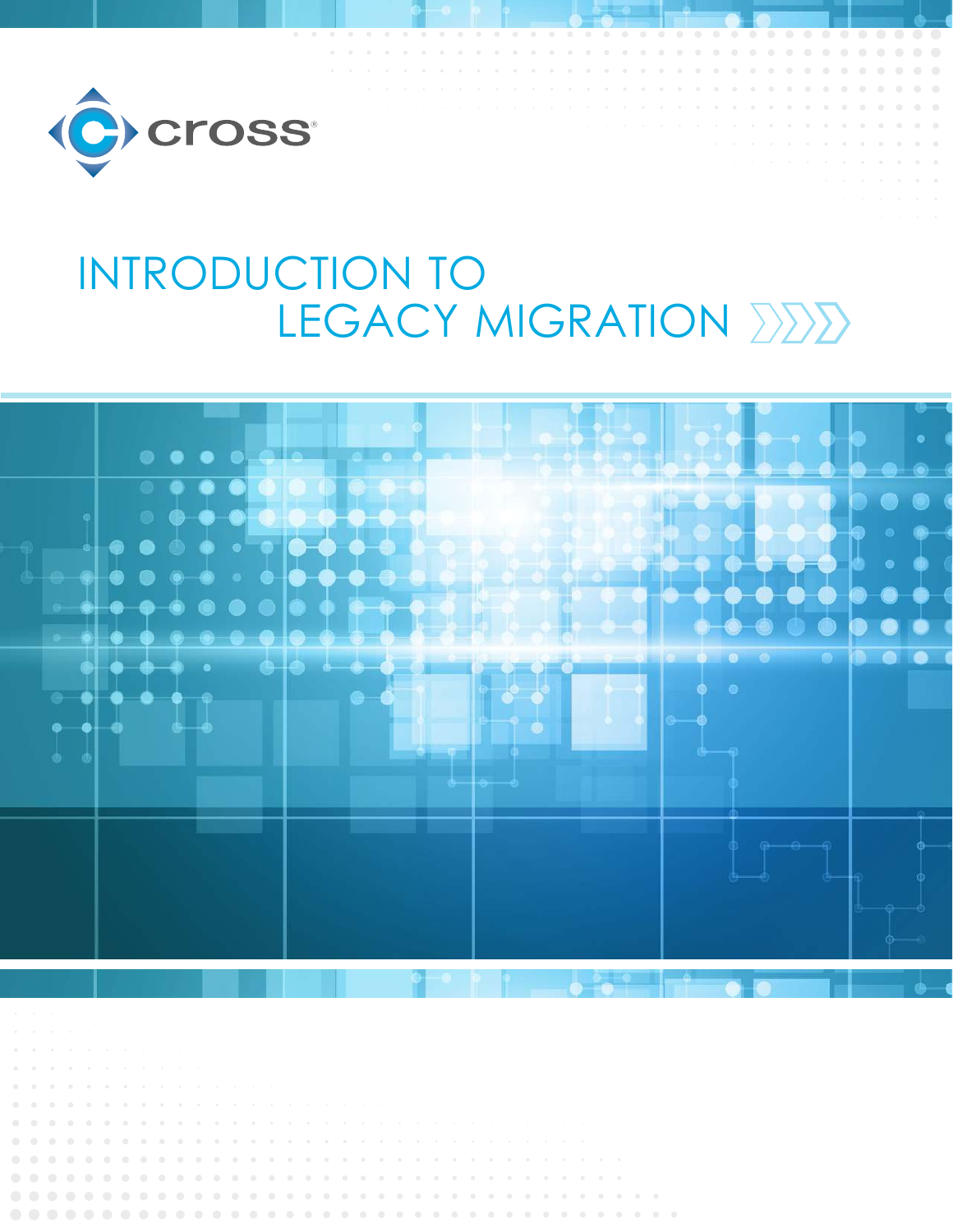cross®

# INTRODUCTION TO LEGACY MIGRATION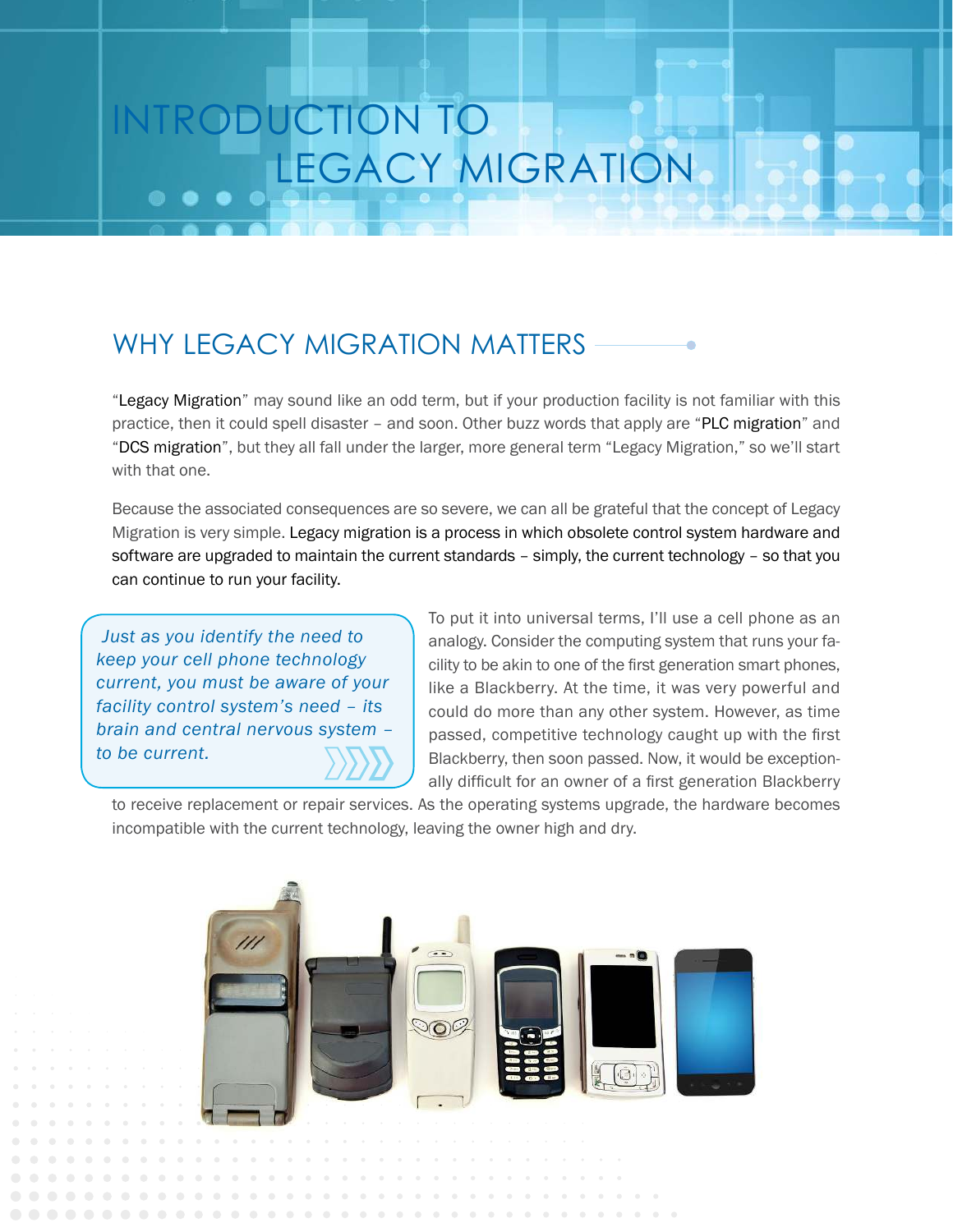# INTRODUCTION TO LEGACY MIGRATION

## WHY LEGACY MIGRATION MATTERS

"Legacy Migration" may sound like an odd term, but if your production facility is not familiar with this practice, then it could spell disaster – and soon. Other buzz words that apply are "PLC migration" and "DCS migration", but they all fall under the larger, more general term "Legacy Migration," so we'll start with that one.

Because the associated consequences are so severe, we can all be grateful that the concept of Legacy Migration is very simple. Legacy migration is a process in which obsolete control system hardware and software are upgraded to maintain the current standards – simply, the current technology – so that you can continue to run your facility.

> *Just as you identify the need to keep your cell phone technology current, you must be aware of your facility control system's need – its brain and central nervous system – to be current.*

To put it into universal terms, I'll use a cell phone as an analogy. Consider the computing system that runs your facility to be akin to one of the first generation smart phones, like a Blackberry. At the time, it was very powerful and could do more than any other system. However, as time passed, competitive technology caught up with the first Blackberry, then soon passed. Now, it would be exceptionally difficult for an owner of a first generation Blackberry to receive replacement or repair services. As the operating systems upgrade, the hardware becomes incompatible with the current technology, leaving the owner high and dry.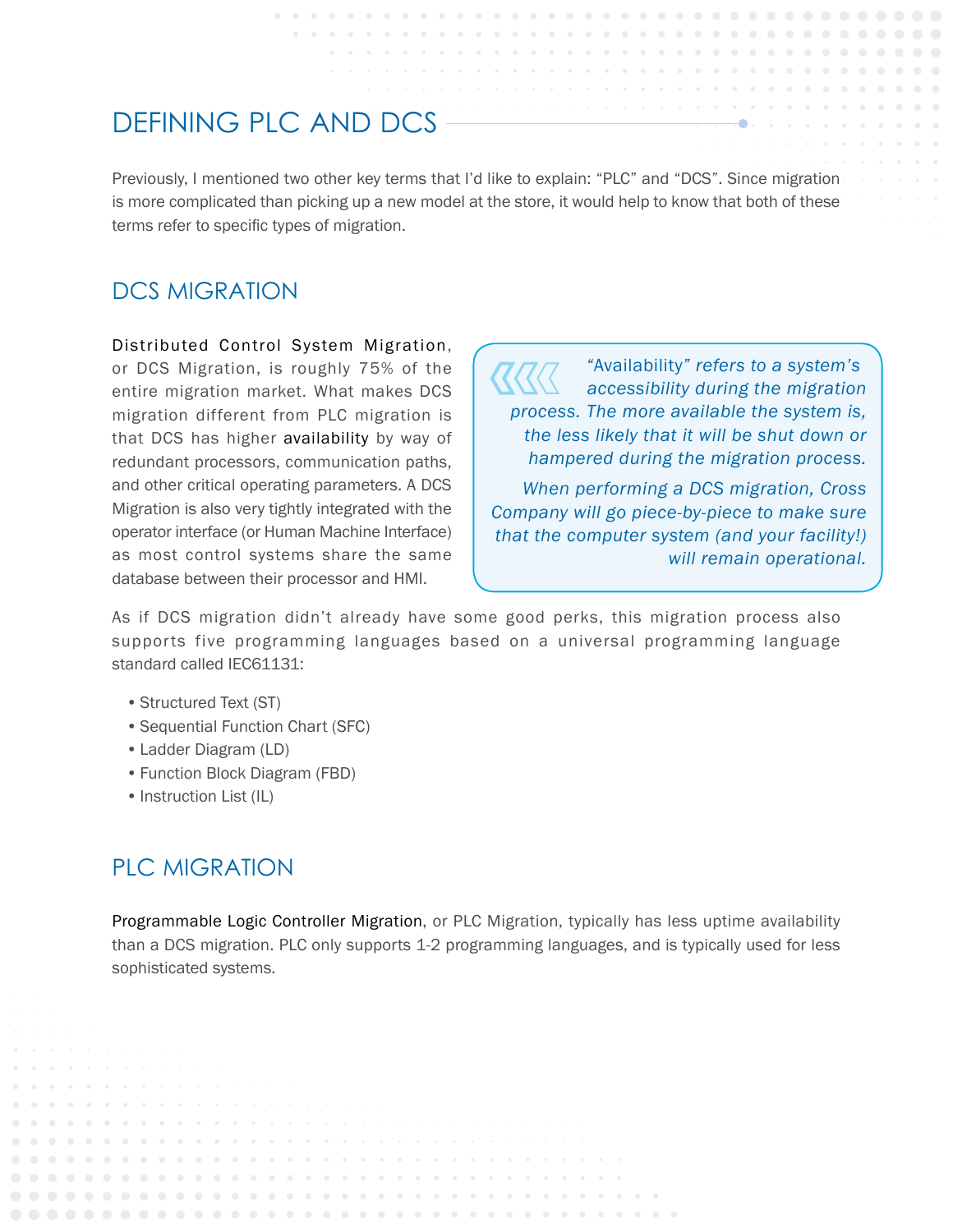## DEFINING PLC AND DCS

Previously, I mentioned two other key terms that I'd like to explain: "PLC" and "DCS". Since migration is more complicated than picking up a new model at the store, it would help to know that both of these terms refer to specific types of migration.

### DCS MIGRATION

Distributed Control System Migration, or DCS Migration, is roughly 75% of the entire migration market. What makes DCS migration different from PLC migration is that DCS has higher availability by way of redundant processors, communication paths, and other critical operating parameters. A DCS Migration is also very tightly integrated with the operator interface (or Human Machine Interface) as most control systems share the same database between their processor and HMI.

> *"Availability" refers to a system's accessibility during the migration process. The more available the system is, the less likely that it will be shut down or hampered during the migration process.*
>
> *When performing a DCS migration, Cross Company will go piece-by-piece to make sure that the computer system (and your facility!) will remain operational.*

As if DCS migration didn't already have some good perks, this migration process also supports five programming languages based on a universal programming language standard called IEC61131:

- Structured Text (ST)
- Sequential Function Chart (SFC)
- Ladder Diagram (LD)
- Function Block Diagram (FBD)
- Instruction List (IL)

### PLC MIGRATION

Programmable Logic Controller Migration, or PLC Migration, typically has less uptime availability than a DCS migration. PLC only supports 1-2 programming languages, and is typically used for less sophisticated systems.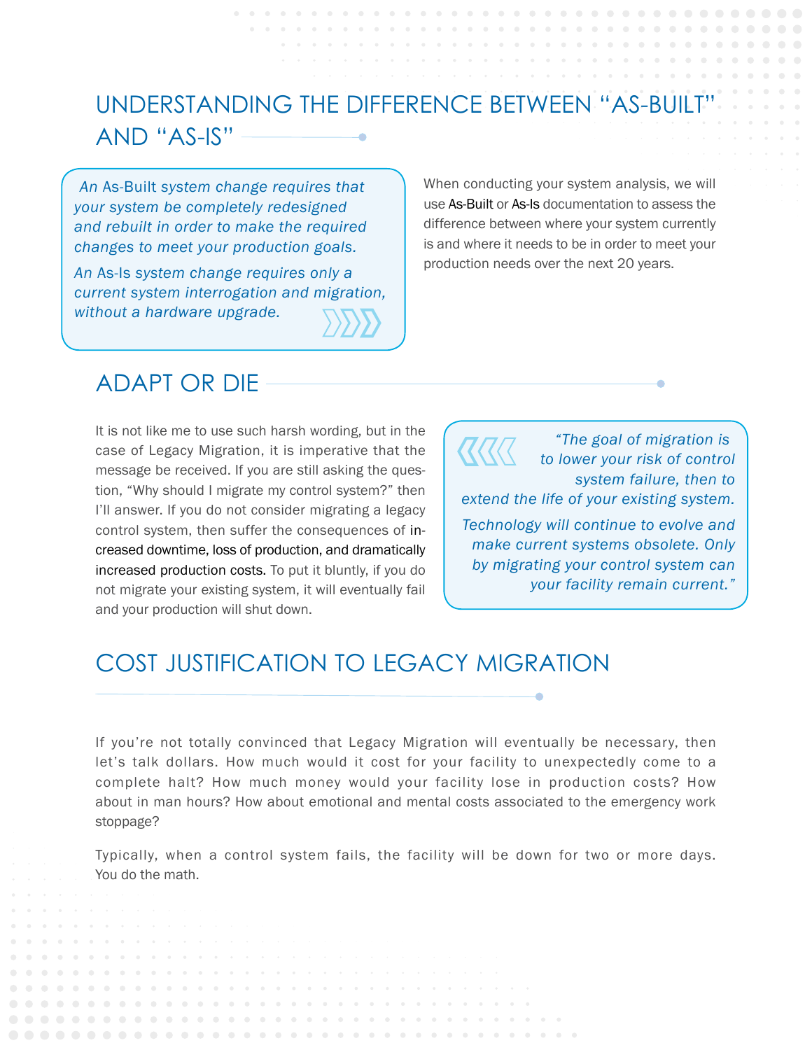## UNDERSTANDING THE DIFFERENCE BETWEEN "AS-BUILT" AND "AS-IS"

> *An As-Built system change requires that your system be completely redesigned and rebuilt in order to make the required changes to meet your production goals.*
>
> *An As-Is system change requires only a current system interrogation and migration, without a hardware upgrade.*

When conducting your system analysis, we will use As-Built or As-Is documentation to assess the difference between where your system currently is and where it needs to be in order to meet your production needs over the next 20 years.

## ADAPT OR DIE

It is not like me to use such harsh wording, but in the case of Legacy Migration, it is imperative that the message be received. If you are still asking the question, "Why should I migrate my control system?" then I'll answer. If you do not consider migrating a legacy control system, then suffer the consequences of increased downtime, loss of production, and dramatically increased production costs. To put it bluntly, if you do not migrate your existing system, it will eventually fail and your production will shut down.

> *"The goal of migration is to lower your risk of control system failure, then to extend the life of your existing system.*
>
> *Technology will continue to evolve and make current systems obsolete. Only by migrating your control system can your facility remain current."*

## COST JUSTIFICATION TO LEGACY MIGRATION

If you're not totally convinced that Legacy Migration will eventually be necessary, then let's talk dollars. How much would it cost for your facility to unexpectedly come to a complete halt? How much money would your facility lose in production costs? How about in man hours? How about emotional and mental costs associated to the emergency work stoppage?

Typically, when a control system fails, the facility will be down for two or more days. You do the math.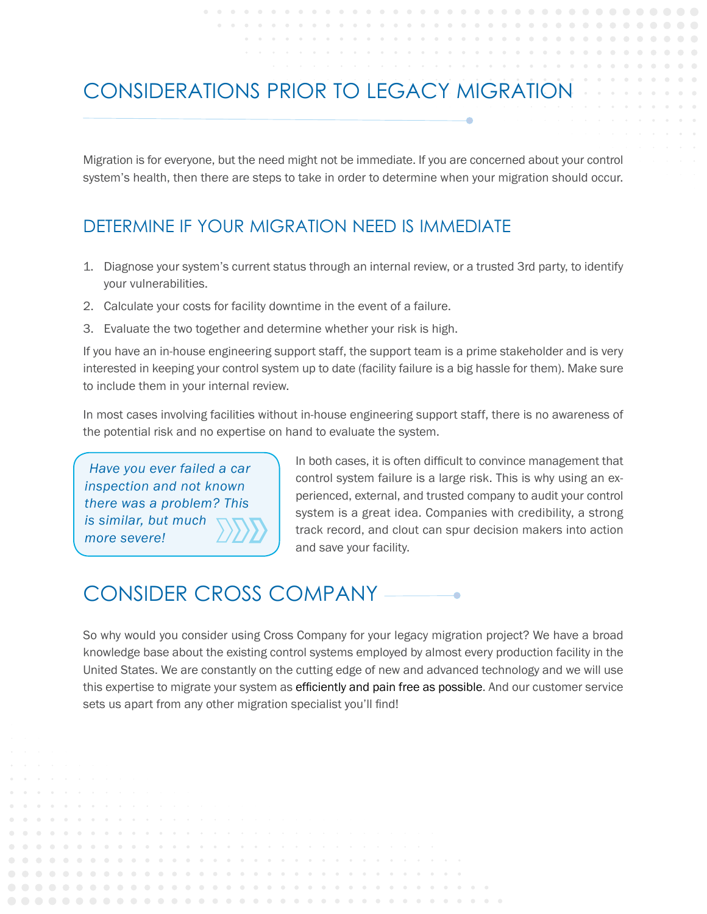# CONSIDERATIONS PRIOR TO LEGACY MIGRATION

Migration is for everyone, but the need might not be immediate. If you are concerned about your control system's health, then there are steps to take in order to determine when your migration should occur.

## DETERMINE IF YOUR MIGRATION NEED IS IMMEDIATE

1. Diagnose your system's current status through an internal review, or a trusted 3rd party, to identify your vulnerabilities.
2. Calculate your costs for facility downtime in the event of a failure.
3. Evaluate the two together and determine whether your risk is high.

If you have an in-house engineering support staff, the support team is a prime stakeholder and is very interested in keeping your control system up to date (facility failure is a big hassle for them). Make sure to include them in your internal review.

In most cases involving facilities without in-house engineering support staff, there is no awareness of the potential risk and no expertise on hand to evaluate the system.

*Have you ever failed a car inspection and not known there was a problem? This is similar, but much more severe!*

In both cases, it is often difficult to convince management that control system failure is a large risk. This is why using an experienced, external, and trusted company to audit your control system is a great idea. Companies with credibility, a strong track record, and clout can spur decision makers into action and save your facility.

# CONSIDER CROSS COMPANY

So why would you consider using Cross Company for your legacy migration project? We have a broad knowledge base about the existing control systems employed by almost every production facility in the United States. We are constantly on the cutting edge of new and advanced technology and we will use this expertise to migrate your system as efficiently and pain free as possible. And our customer service sets us apart from any other migration specialist you'll find!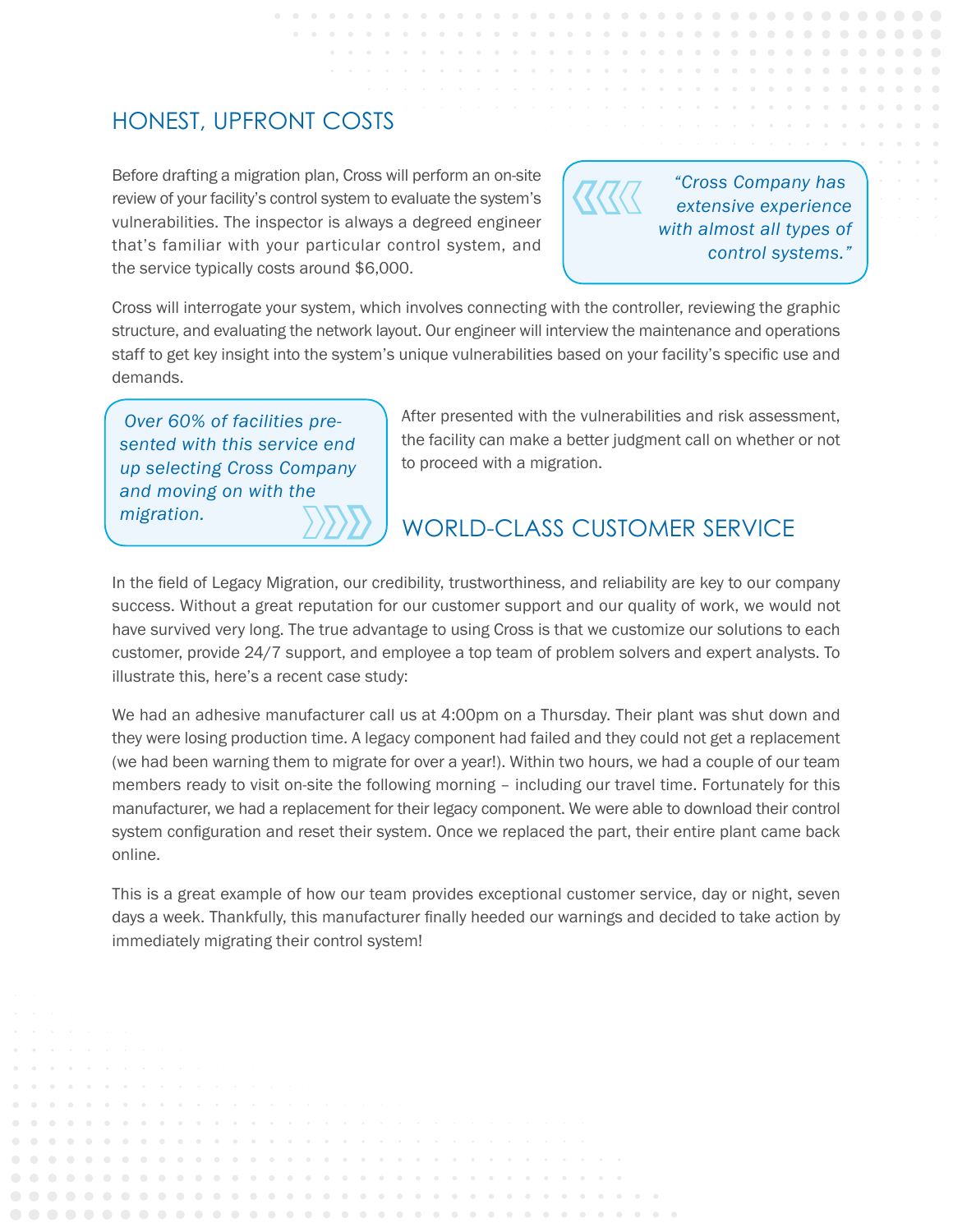## HONEST, UPFRONT COSTS

Before drafting a migration plan, Cross will perform an on-site review of your facility's control system to evaluate the system's vulnerabilities. The inspector is always a degreed engineer that's familiar with your particular control system, and the service typically costs around $6,000.

> *"Cross Company has extensive experience with almost all types of control systems."*

Cross will interrogate your system, which involves connecting with the controller, reviewing the graphic structure, and evaluating the network layout. Our engineer will interview the maintenance and operations staff to get key insight into the system's unique vulnerabilities based on your facility's specific use and demands.

> *Over 60% of facilities presented with this service end up selecting Cross Company and moving on with the migration.*

After presented with the vulnerabilities and risk assessment, the facility can make a better judgment call on whether or not to proceed with a migration.

## WORLD-CLASS CUSTOMER SERVICE

In the field of Legacy Migration, our credibility, trustworthiness, and reliability are key to our company success. Without a great reputation for our customer support and our quality of work, we would not have survived very long. The true advantage to using Cross is that we customize our solutions to each customer, provide 24/7 support, and employee a top team of problem solvers and expert analysts. To illustrate this, here's a recent case study:

We had an adhesive manufacturer call us at 4:00pm on a Thursday. Their plant was shut down and they were losing production time. A legacy component had failed and they could not get a replacement (we had been warning them to migrate for over a year!). Within two hours, we had a couple of our team members ready to visit on-site the following morning – including our travel time. Fortunately for this manufacturer, we had a replacement for their legacy component. We were able to download their control system configuration and reset their system. Once we replaced the part, their entire plant came back online.

This is a great example of how our team provides exceptional customer service, day or night, seven days a week. Thankfully, this manufacturer finally heeded our warnings and decided to take action by immediately migrating their control system!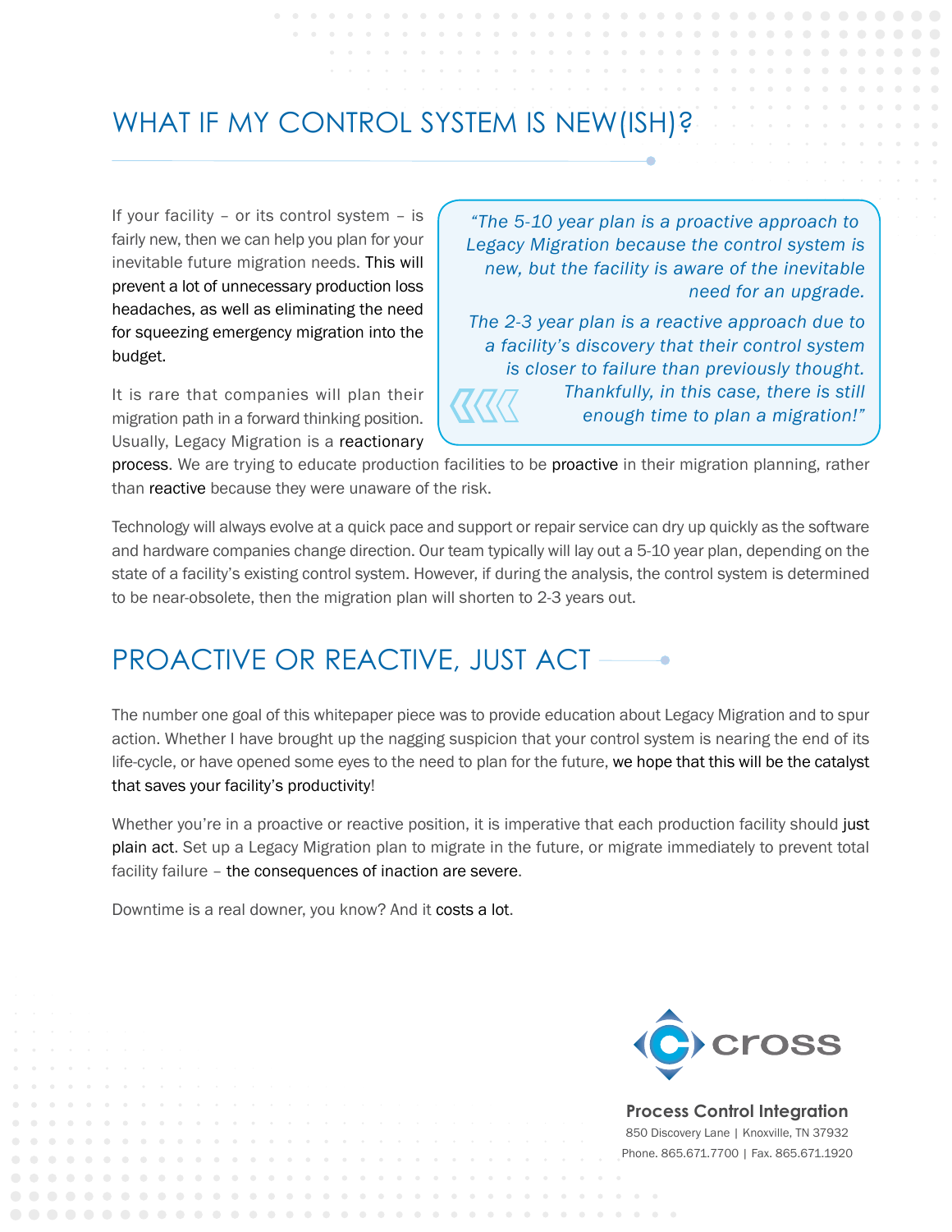## WHAT IF MY CONTROL SYSTEM IS NEW(ISH)?

If your facility – or its control system – is fairly new, then we can help you plan for your inevitable future migration needs. This will prevent a lot of unnecessary production loss headaches, as well as eliminating the need for squeezing emergency migration into the budget.

> *"The 5-10 year plan is a proactive approach to Legacy Migration because the control system is new, but the facility is aware of the inevitable need for an upgrade.*
>
> *The 2-3 year plan is a reactive approach due to a facility's discovery that their control system is closer to failure than previously thought. Thankfully, in this case, there is still enough time to plan a migration!"*

It is rare that companies will plan their migration path in a forward thinking position. Usually, Legacy Migration is a reactionary process. We are trying to educate production facilities to be proactive in their migration planning, rather than reactive because they were unaware of the risk.

Technology will always evolve at a quick pace and support or repair service can dry up quickly as the software and hardware companies change direction. Our team typically will lay out a 5-10 year plan, depending on the state of a facility's existing control system. However, if during the analysis, the control system is determined to be near-obsolete, then the migration plan will shorten to 2-3 years out.

## PROACTIVE OR REACTIVE, JUST ACT

The number one goal of this whitepaper piece was to provide education about Legacy Migration and to spur action. Whether I have brought up the nagging suspicion that your control system is nearing the end of its life-cycle, or have opened some eyes to the need to plan for the future, we hope that this will be the catalyst that saves your facility's productivity!

Whether you're in a proactive or reactive position, it is imperative that each production facility should just plain act. Set up a Legacy Migration plan to migrate in the future, or migrate immediately to prevent total facility failure – the consequences of inaction are severe.

Downtime is a real downer, you know? And it costs a lot.

cross

**Process Control Integration**

850 Discovery Lane | Knoxville, TN 37932

Phone. 865.671.7700 | Fax. 865.671.1920